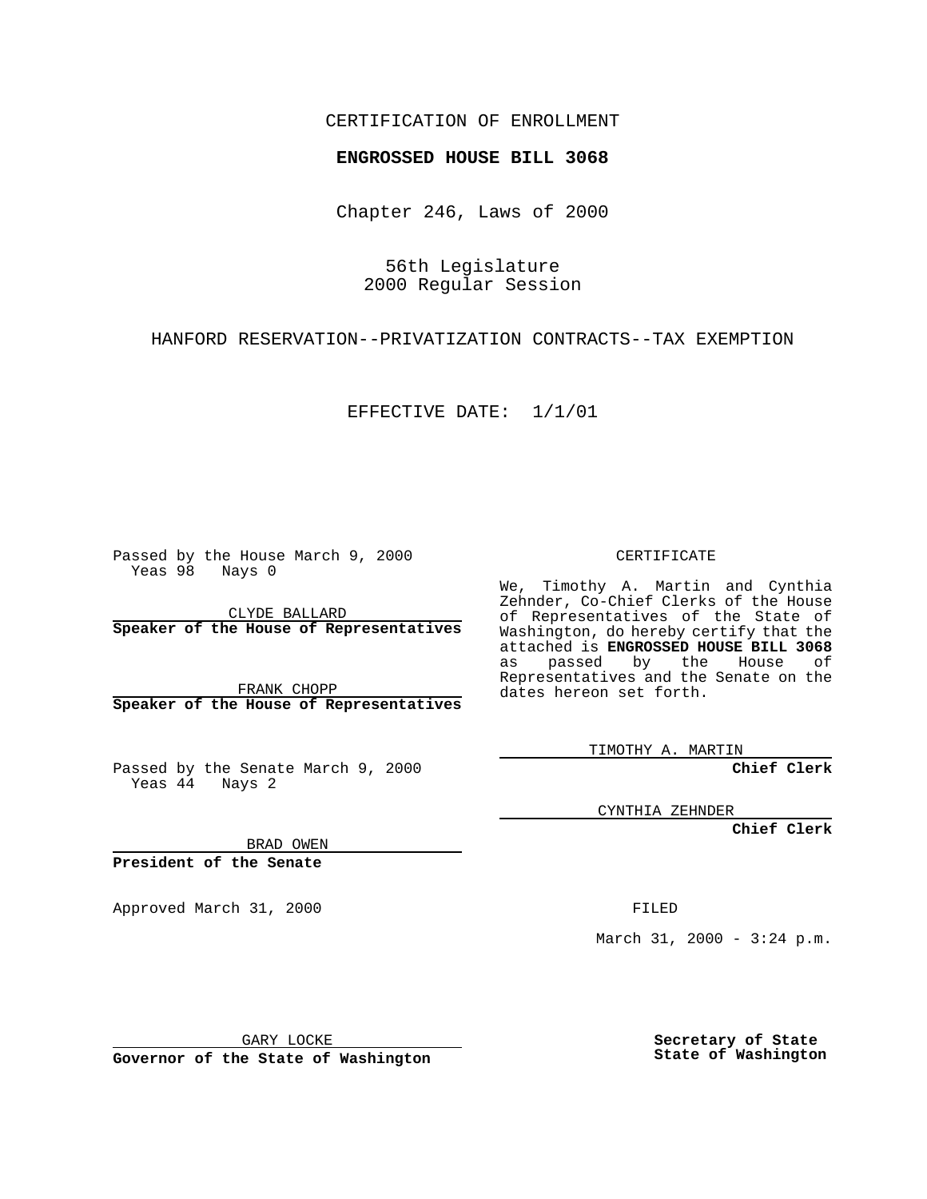CERTIFICATION OF ENROLLMENT

**ENGROSSED HOUSE BILL 3068**

Chapter 246, Laws of 2000

56th Legislature
2000 Regular Session

HANFORD RESERVATION--PRIVATIZATION CONTRACTS--TAX EXEMPTION

EFFECTIVE DATE: 1/1/01

Passed by the House March 9, 2000
Yeas 98 Nays 0

CLYDE BALLARD
**Speaker of the House of Representatives**

FRANK CHOPP
**Speaker of the House of Representatives**

Passed by the Senate March 9, 2000
Yeas 44 Nays 2

BRAD OWEN
**President of the Senate**

Approved March 31, 2000

GARY LOCKE
**Governor of the State of Washington**

CERTIFICATE

We, Timothy A. Martin and Cynthia Zehnder, Co-Chief Clerks of the House of Representatives of the State of Washington, do hereby certify that the attached is **ENGROSSED HOUSE BILL 3068** as passed by the House of Representatives and the Senate on the dates hereon set forth.

TIMOTHY A. MARTIN
**Chief Clerk**

CYNTHIA ZEHNDER
**Chief Clerk**

FILED

March 31, 2000 - 3:24 p.m.

**Secretary of State**
**State of Washington**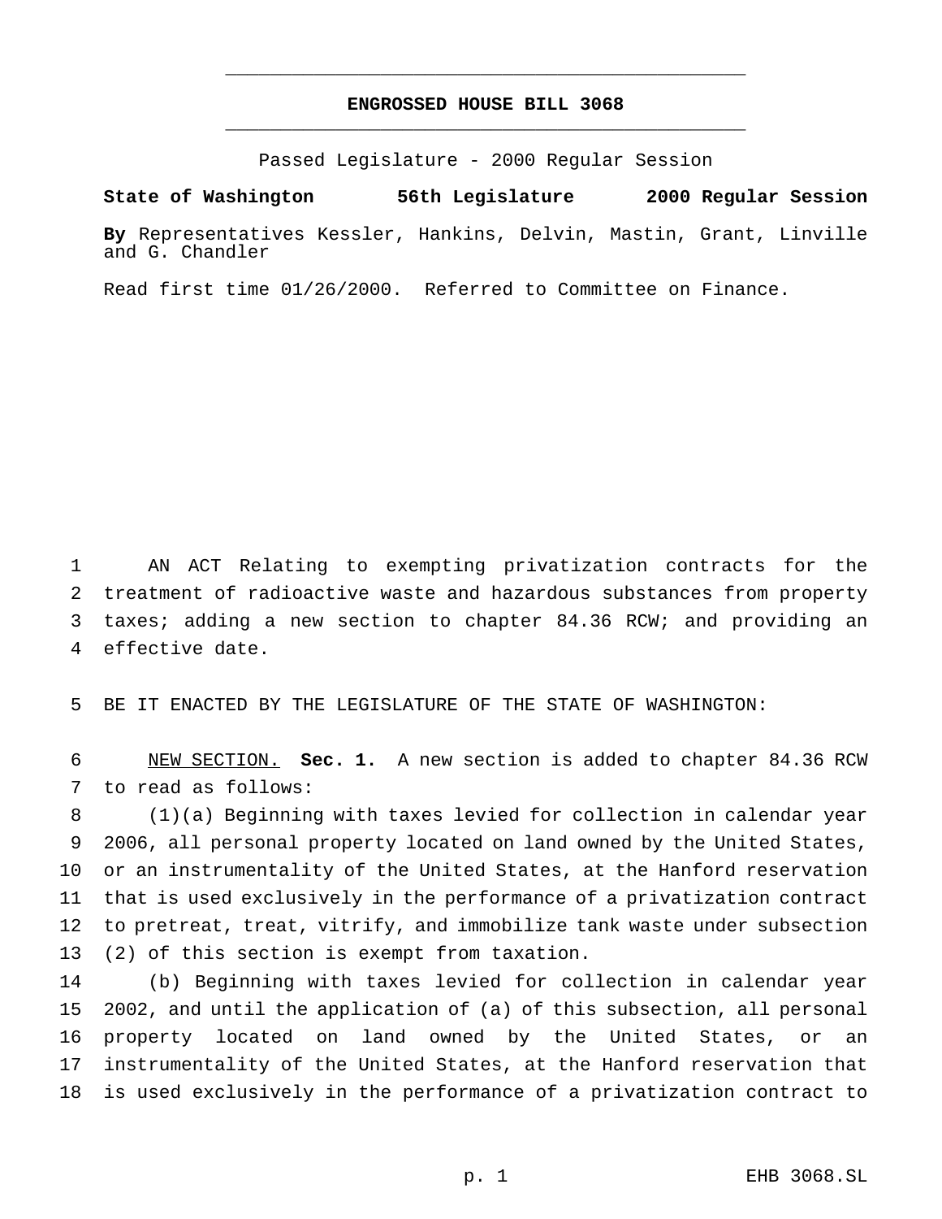**ENGROSSED HOUSE BILL 3068**

Passed Legislature - 2000 Regular Session

**State of Washington 56th Legislature 2000 Regular Session**

**By** Representatives Kessler, Hankins, Delvin, Mastin, Grant, Linville and G. Chandler

Read first time 01/26/2000. Referred to Committee on Finance.

AN ACT Relating to exempting privatization contracts for the treatment of radioactive waste and hazardous substances from property taxes; adding a new section to chapter 84.36 RCW; and providing an effective date.

BE IT ENACTED BY THE LEGISLATURE OF THE STATE OF WASHINGTON:

NEW SECTION. **Sec. 1.** A new section is added to chapter 84.36 RCW to read as follows:

(1)(a) Beginning with taxes levied for collection in calendar year 2006, all personal property located on land owned by the United States, or an instrumentality of the United States, at the Hanford reservation that is used exclusively in the performance of a privatization contract to pretreat, treat, vitrify, and immobilize tank waste under subsection (2) of this section is exempt from taxation.

(b) Beginning with taxes levied for collection in calendar year 2002, and until the application of (a) of this subsection, all personal property located on land owned by the United States, or an instrumentality of the United States, at the Hanford reservation that is used exclusively in the performance of a privatization contract to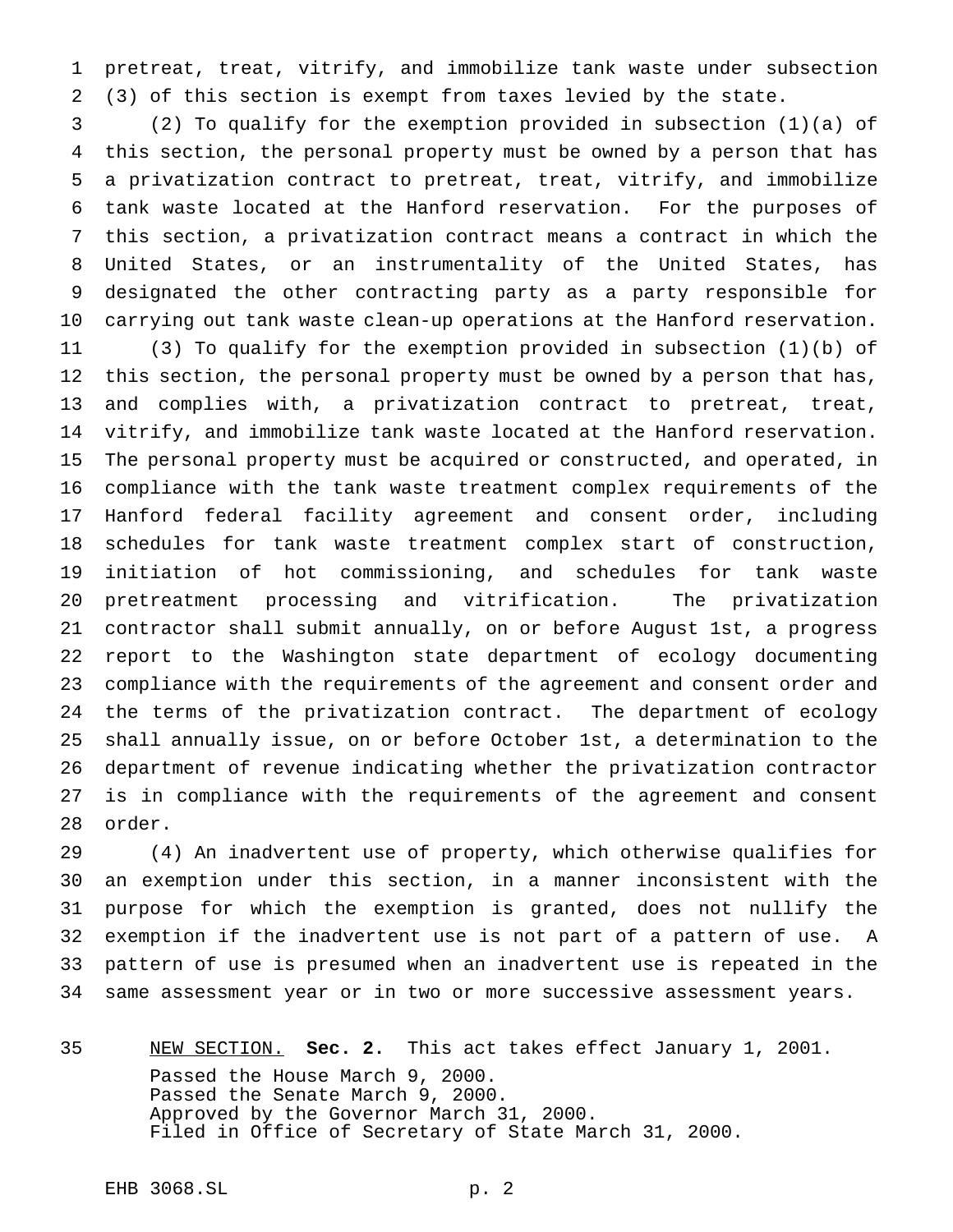pretreat, treat, vitrify, and immobilize tank waste under subsection (3) of this section is exempt from taxes levied by the state.

(2) To qualify for the exemption provided in subsection (1)(a) of this section, the personal property must be owned by a person that has a privatization contract to pretreat, treat, vitrify, and immobilize tank waste located at the Hanford reservation. For the purposes of this section, a privatization contract means a contract in which the United States, or an instrumentality of the United States, has designated the other contracting party as a party responsible for carrying out tank waste clean-up operations at the Hanford reservation.

(3) To qualify for the exemption provided in subsection (1)(b) of this section, the personal property must be owned by a person that has, and complies with, a privatization contract to pretreat, treat, vitrify, and immobilize tank waste located at the Hanford reservation. The personal property must be acquired or constructed, and operated, in compliance with the tank waste treatment complex requirements of the Hanford federal facility agreement and consent order, including schedules for tank waste treatment complex start of construction, initiation of hot commissioning, and schedules for tank waste pretreatment processing and vitrification. The privatization contractor shall submit annually, on or before August 1st, a progress report to the Washington state department of ecology documenting compliance with the requirements of the agreement and consent order and the terms of the privatization contract. The department of ecology shall annually issue, on or before October 1st, a determination to the department of revenue indicating whether the privatization contractor is in compliance with the requirements of the agreement and consent order.

(4) An inadvertent use of property, which otherwise qualifies for an exemption under this section, in a manner inconsistent with the purpose for which the exemption is granted, does not nullify the exemption if the inadvertent use is not part of a pattern of use. A pattern of use is presumed when an inadvertent use is repeated in the same assessment year or in two or more successive assessment years.

NEW SECTION. **Sec. 2.** This act takes effect January 1, 2001.

Passed the House March 9, 2000.
Passed the Senate March 9, 2000.
Approved by the Governor March 31, 2000.
Filed in Office of Secretary of State March 31, 2000.